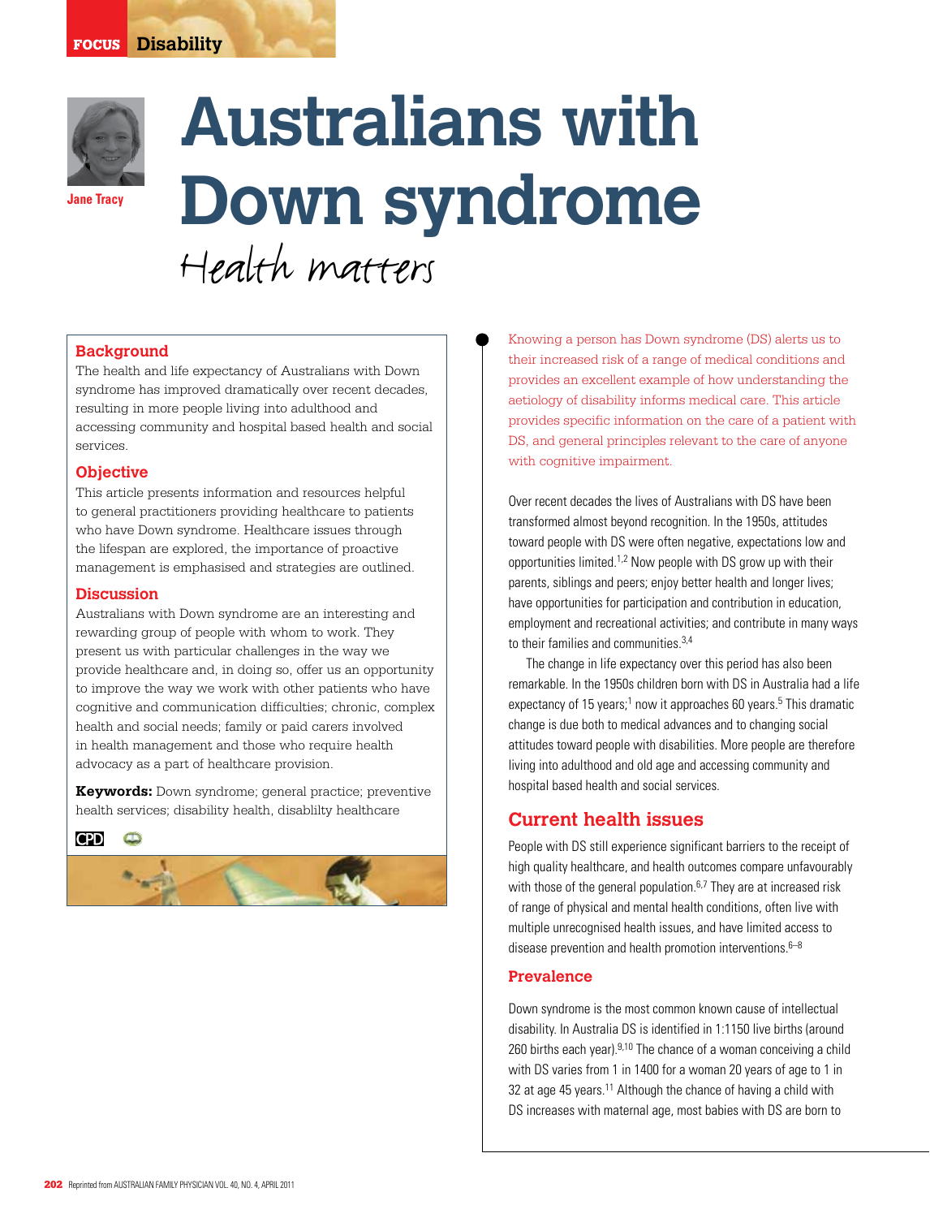# Australians with Down syndrome

## Health matters

**Jane Tracy**

### Background

The health and life expectancy of Australians with Down syndrome has improved dramatically over recent decades, resulting in more people living into adulthood and accessing community and hospital based health and social services.

### Objective

This article presents information and resources helpful to general practitioners providing healthcare to patients who have Down syndrome. Healthcare issues through the lifespan are explored, the importance of proactive management is emphasised and strategies are outlined.

### Discussion

Australians with Down syndrome are an interesting and rewarding group of people with whom to work. They present us with particular challenges in the way we provide healthcare and, in doing so, offer us an opportunity to improve the way we work with other patients who have cognitive and communication difficulties; chronic, complex health and social needs; family or paid carers involved in health management and those who require health advocacy as a part of healthcare provision.

**Keywords:** Down syndrome; general practice; preventive health services; disability health, disablilty healthcare

Knowing a person has Down syndrome (DS) alerts us to their increased risk of a range of medical conditions and provides an excellent example of how understanding the aetiology of disability informs medical care. This article provides specific information on the care of a patient with DS, and general principles relevant to the care of anyone with cognitive impairment.

Over recent decades the lives of Australians with DS have been transformed almost beyond recognition. In the 1950s, attitudes toward people with DS were often negative, expectations low and opportunities limited.[1,2] Now people with DS grow up with their parents, siblings and peers; enjoy better health and longer lives; have opportunities for participation and contribution in education, employment and recreational activities; and contribute in many ways to their families and communities.[3,4]

The change in life expectancy over this period has also been remarkable. In the 1950s children born with DS in Australia had a life expectancy of 15 years;[1] now it approaches 60 years.[5] This dramatic change is due both to medical advances and to changing social attitudes toward people with disabilities. More people are therefore living into adulthood and old age and accessing community and hospital based health and social services.

## Current health issues

People with DS still experience significant barriers to the receipt of high quality healthcare, and health outcomes compare unfavourably with those of the general population.[6,7] They are at increased risk of range of physical and mental health conditions, often live with multiple unrecognised health issues, and have limited access to disease prevention and health promotion interventions.[6–8]

### Prevalence

Down syndrome is the most common known cause of intellectual disability. In Australia DS is identified in 1:1150 live births (around 260 births each year).[9,10] The chance of a woman conceiving a child with DS varies from 1 in 1400 for a woman 20 years of age to 1 in 32 at age 45 years.[11] Although the chance of having a child with DS increases with maternal age, most babies with DS are born to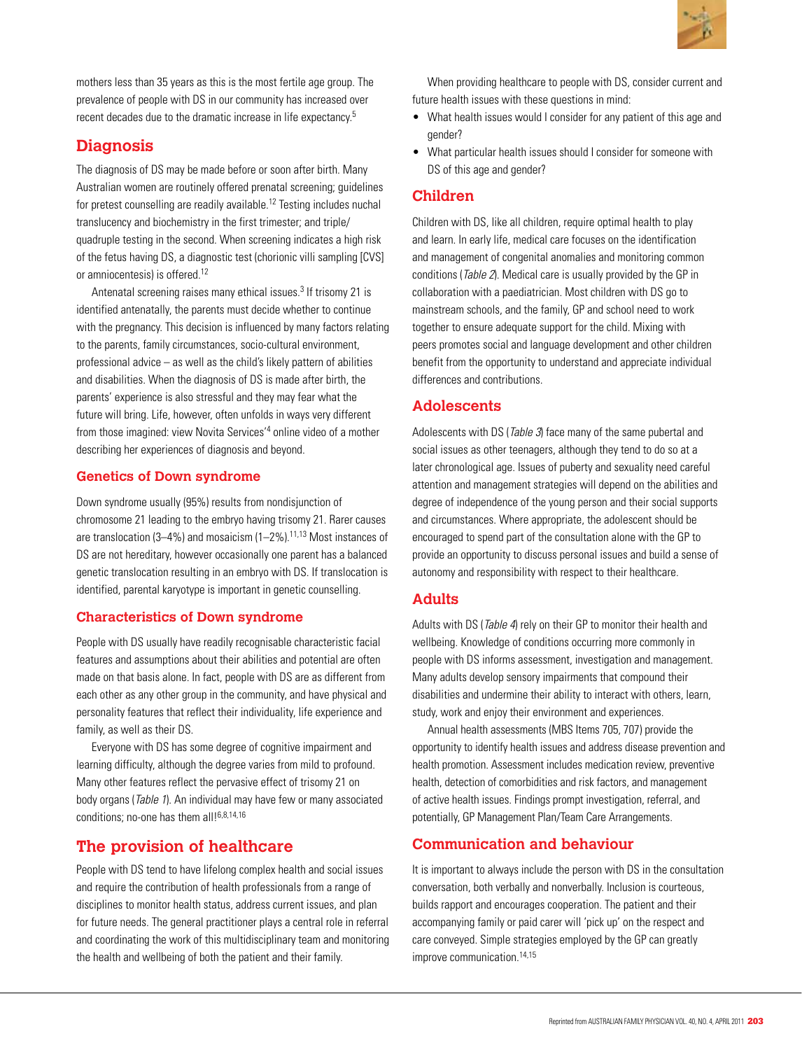mothers less than 35 years as this is the most fertile age group. The prevalence of people with DS in our community has increased over recent decades due to the dramatic increase in life expectancy.[5]

## Diagnosis

The diagnosis of DS may be made before or soon after birth. Many Australian women are routinely offered prenatal screening; guidelines for pretest counselling are readily available.[12] Testing includes nuchal translucency and biochemistry in the first trimester; and triple/quadruple testing in the second. When screening indicates a high risk of the fetus having DS, a diagnostic test (chorionic villi sampling [CVS] or amniocentesis) is offered.[12]

Antenatal screening raises many ethical issues.[3] If trisomy 21 is identified antenatally, the parents must decide whether to continue with the pregnancy. This decision is influenced by many factors relating to the parents, family circumstances, socio-cultural environment, professional advice – as well as the child's likely pattern of abilities and disabilities. When the diagnosis of DS is made after birth, the parents' experience is also stressful and they may fear what the future will bring. Life, however, often unfolds in ways very different from those imagined: view Novita Services'[4] online video of a mother describing her experiences of diagnosis and beyond.

### Genetics of Down syndrome

Down syndrome usually (95%) results from nondisjunction of chromosome 21 leading to the embryo having trisomy 21. Rarer causes are translocation (3–4%) and mosaicism (1–2%).[11,13] Most instances of DS are not hereditary, however occasionally one parent has a balanced genetic translocation resulting in an embryo with DS. If translocation is identified, parental karyotype is important in genetic counselling.

### Characteristics of Down syndrome

People with DS usually have readily recognisable characteristic facial features and assumptions about their abilities and potential are often made on that basis alone. In fact, people with DS are as different from each other as any other group in the community, and have physical and personality features that reflect their individuality, life experience and family, as well as their DS.

Everyone with DS has some degree of cognitive impairment and learning difficulty, although the degree varies from mild to profound. Many other features reflect the pervasive effect of trisomy 21 on body organs (*Table 1*). An individual may have few or many associated conditions; no-one has them all![6,8,14,16]

## The provision of healthcare

People with DS tend to have lifelong complex health and social issues and require the contribution of health professionals from a range of disciplines to monitor health status, address current issues, and plan for future needs. The general practitioner plays a central role in referral and coordinating the work of this multidisciplinary team and monitoring the health and wellbeing of both the patient and their family.

When providing healthcare to people with DS, consider current and future health issues with these questions in mind:

- What health issues would I consider for any patient of this age and gender?
- What particular health issues should I consider for someone with DS of this age and gender?

## Children

Children with DS, like all children, require optimal health to play and learn. In early life, medical care focuses on the identification and management of congenital anomalies and monitoring common conditions (*Table 2*). Medical care is usually provided by the GP in collaboration with a paediatrician. Most children with DS go to mainstream schools, and the family, GP and school need to work together to ensure adequate support for the child. Mixing with peers promotes social and language development and other children benefit from the opportunity to understand and appreciate individual differences and contributions.

## Adolescents

Adolescents with DS (*Table 3*) face many of the same pubertal and social issues as other teenagers, although they tend to do so at a later chronological age. Issues of puberty and sexuality need careful attention and management strategies will depend on the abilities and degree of independence of the young person and their social supports and circumstances. Where appropriate, the adolescent should be encouraged to spend part of the consultation alone with the GP to provide an opportunity to discuss personal issues and build a sense of autonomy and responsibility with respect to their healthcare.

## Adults

Adults with DS (*Table 4*) rely on their GP to monitor their health and wellbeing. Knowledge of conditions occurring more commonly in people with DS informs assessment, investigation and management. Many adults develop sensory impairments that compound their disabilities and undermine their ability to interact with others, learn, study, work and enjoy their environment and experiences.

Annual health assessments (MBS Items 705, 707) provide the opportunity to identify health issues and address disease prevention and health promotion. Assessment includes medication review, preventive health, detection of comorbidities and risk factors, and management of active health issues. Findings prompt investigation, referral, and potentially, GP Management Plan/Team Care Arrangements.

## Communication and behaviour

It is important to always include the person with DS in the consultation conversation, both verbally and nonverbally. Inclusion is courteous, builds rapport and encourages cooperation. The patient and their accompanying family or paid carer will 'pick up' on the respect and care conveyed. Simple strategies employed by the GP can greatly improve communication.[14,15]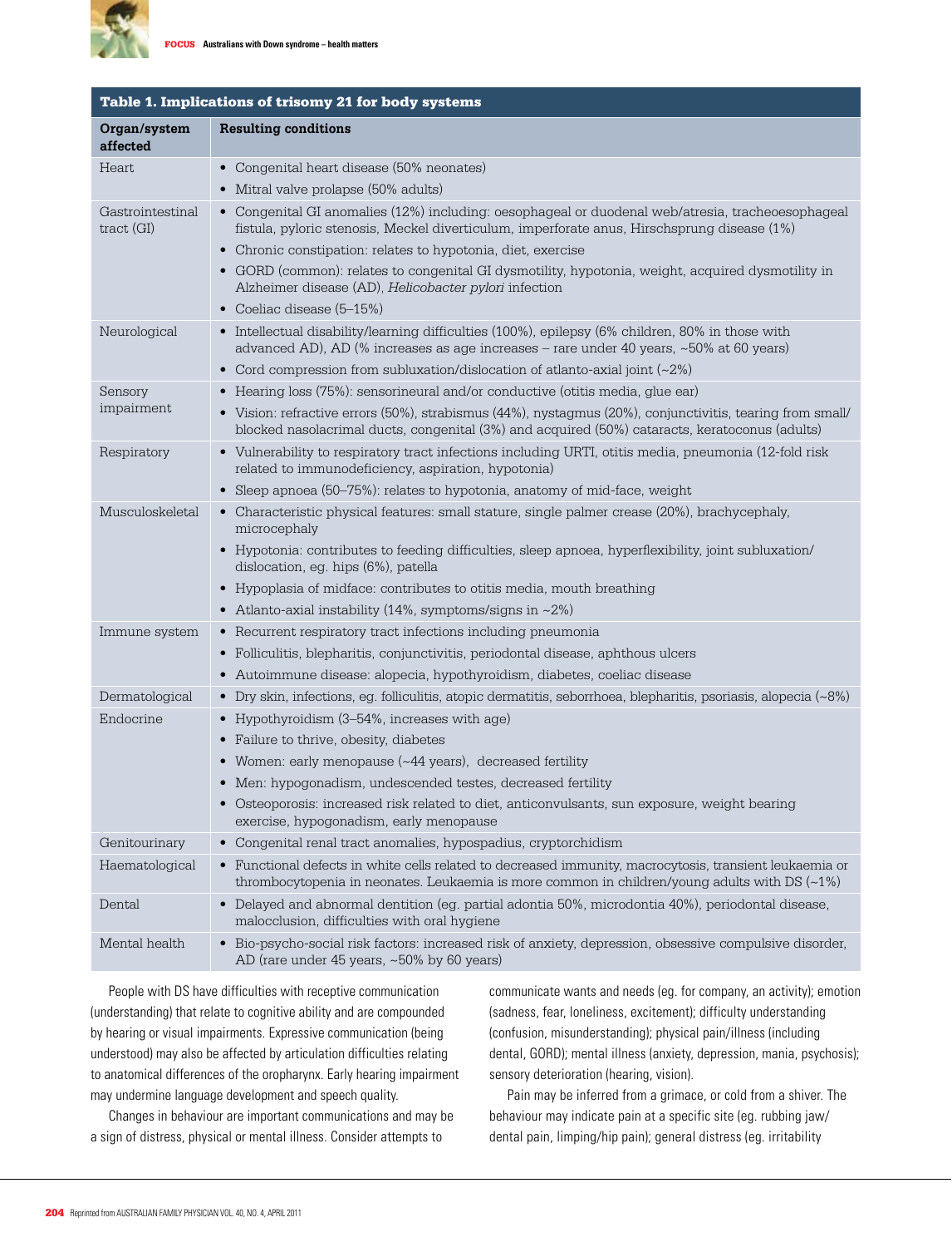**Table 1. Implications of trisomy 21 for body systems**

| Organ/system affected | Resulting conditions |
|---|---|
| Heart | • Congenital heart disease (50% neonates)<br>• Mitral valve prolapse (50% adults) |
| Gastrointestinal tract (GI) | • Congenital GI anomalies (12%) including: oesophageal or duodenal web/atresia, tracheoesophageal fistula, pyloric stenosis, Meckel diverticulum, imperforate anus, Hirschsprung disease (1%)<br>• Chronic constipation: relates to hypotonia, diet, exercise<br>• GORD (common): relates to congenital GI dysmotility, hypotonia, weight, acquired dysmotility in Alzheimer disease (AD), *Helicobacter pylori* infection<br>• Coeliac disease (5–15%) |
| Neurological | • Intellectual disability/learning difficulties (100%), epilepsy (6% children, 80% in those with advanced AD), AD (% increases as age increases – rare under 40 years, ~50% at 60 years)<br>• Cord compression from subluxation/dislocation of atlanto-axial joint (~2%) |
| Sensory impairment | • Hearing loss (75%): sensorineural and/or conductive (otitis media, glue ear)<br>• Vision: refractive errors (50%), strabismus (44%), nystagmus (20%), conjunctivitis, tearing from small/blocked nasolacrimal ducts, congenital (3%) and acquired (50%) cataracts, keratoconus (adults) |
| Respiratory | • Vulnerability to respiratory tract infections including URTI, otitis media, pneumonia (12-fold risk related to immunodeficiency, aspiration, hypotonia)<br>• Sleep apnoea (50–75%): relates to hypotonia, anatomy of mid-face, weight |
| Musculoskeletal | • Characteristic physical features: small stature, single palmer crease (20%), brachycephaly, microcephaly<br>• Hypotonia: contributes to feeding difficulties, sleep apnoea, hyperflexibility, joint subluxation/dislocation, eg. hips (6%), patella<br>• Hypoplasia of midface: contributes to otitis media, mouth breathing<br>• Atlanto-axial instability (14%, symptoms/signs in ~2%) |
| Immune system | • Recurrent respiratory tract infections including pneumonia<br>• Folliculitis, blepharitis, conjunctivitis, periodontal disease, aphthous ulcers<br>• Autoimmune disease: alopecia, hypothyroidism, diabetes, coeliac disease |
| Dermatological | • Dry skin, infections, eg. folliculitis, atopic dermatitis, seborrhoea, blepharitis, psoriasis, alopecia (~8%) |
| Endocrine | • Hypothyroidism (3–54%, increases with age)<br>• Failure to thrive, obesity, diabetes<br>• Women: early menopause (~44 years), decreased fertility<br>• Men: hypogonadism, undescended testes, decreased fertility<br>• Osteoporosis: increased risk related to diet, anticonvulsants, sun exposure, weight bearing exercise, hypogonadism, early menopause |
| Genitourinary | • Congenital renal tract anomalies, hypospadius, cryptorchidism |
| Haematological | • Functional defects in white cells related to decreased immunity, macrocytosis, transient leukaemia or thrombocytopenia in neonates. Leukaemia is more common in children/young adults with DS (~1%) |
| Dental | • Delayed and abnormal dentition (eg. partial adontia 50%, microdontia 40%), periodontal disease, malocclusion, difficulties with oral hygiene |
| Mental health | • Bio-psycho-social risk factors: increased risk of anxiety, depression, obsessive compulsive disorder, AD (rare under 45 years, ~50% by 60 years) |

People with DS have difficulties with receptive communication (understanding) that relate to cognitive ability and are compounded by hearing or visual impairments. Expressive communication (being understood) may also be affected by articulation difficulties relating to anatomical differences of the oropharynx. Early hearing impairment may undermine language development and speech quality.

Changes in behaviour are important communications and may be a sign of distress, physical or mental illness. Consider attempts to communicate wants and needs (eg. for company, an activity); emotion (sadness, fear, loneliness, excitement); difficulty understanding (confusion, misunderstanding); physical pain/illness (including dental, GORD); mental illness (anxiety, depression, mania, psychosis); sensory deterioration (hearing, vision).

Pain may be inferred from a grimace, or cold from a shiver. The behaviour may indicate pain at a specific site (eg. rubbing jaw/dental pain, limping/hip pain); general distress (eg. irritability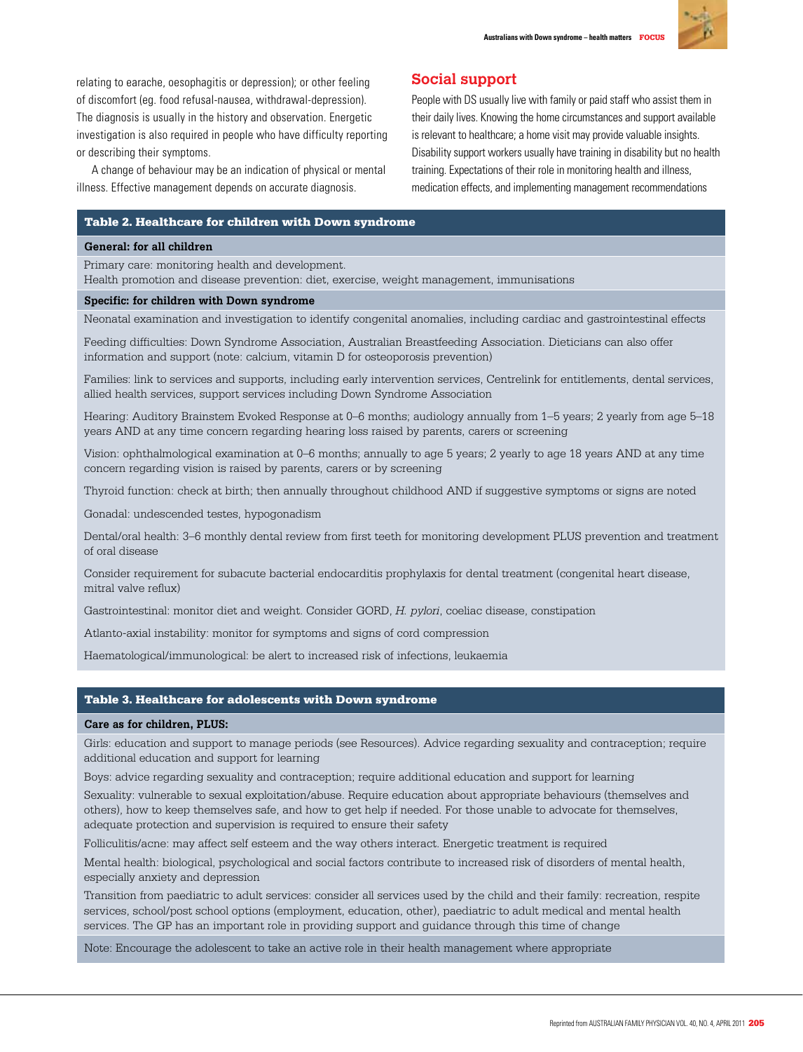relating to earache, oesophagitis or depression); or other feeling of discomfort (eg. food refusal-nausea, withdrawal-depression). The diagnosis is usually in the history and observation. Energetic investigation is also required in people who have difficulty reporting or describing their symptoms.

A change of behaviour may be an indication of physical or mental illness. Effective management depends on accurate diagnosis.

## Social support

People with DS usually live with family or paid staff who assist them in their daily lives. Knowing the home circumstances and support available is relevant to healthcare; a home visit may provide valuable insights. Disability support workers usually have training in disability but no health training. Expectations of their role in monitoring health and illness, medication effects, and implementing management recommendations

| Table 2. Healthcare for children with Down syndrome |
|---|
| **General: for all children** |
| Primary care: monitoring health and development.<br>Health promotion and disease prevention: diet, exercise, weight management, immunisations |
| **Specific: for children with Down syndrome** |
| Neonatal examination and investigation to identify congenital anomalies, including cardiac and gastrointestinal effects |
| Feeding difficulties: Down Syndrome Association, Australian Breastfeeding Association. Dieticians can also offer information and support (note: calcium, vitamin D for osteoporosis prevention) |
| Families: link to services and supports, including early intervention services, Centrelink for entitlements, dental services, allied health services, support services including Down Syndrome Association |
| Hearing: Auditory Brainstem Evoked Response at 0–6 months; audiology annually from 1–5 years; 2 yearly from age 5–18 years AND at any time concern regarding hearing loss raised by parents, carers or screening |
| Vision: ophthalmological examination at 0–6 months; annually to age 5 years; 2 yearly to age 18 years AND at any time concern regarding vision is raised by parents, carers or by screening |
| Thyroid function: check at birth; then annually throughout childhood AND if suggestive symptoms or signs are noted |
| Gonadal: undescended testes, hypogonadism |
| Dental/oral health: 3–6 monthly dental review from first teeth for monitoring development PLUS prevention and treatment of oral disease |
| Consider requirement for subacute bacterial endocarditis prophylaxis for dental treatment (congenital heart disease, mitral valve reflux) |
| Gastrointestinal: monitor diet and weight. Consider GORD, *H. pylori*, coeliac disease, constipation |
| Atlanto-axial instability: monitor for symptoms and signs of cord compression |
| Haematological/immunological: be alert to increased risk of infections, leukaemia |

| Table 3. Healthcare for adolescents with Down syndrome |
|---|
| **Care as for children, PLUS:** |
| Girls: education and support to manage periods (see Resources). Advice regarding sexuality and contraception; require additional education and support for learning |
| Boys: advice regarding sexuality and contraception; require additional education and support for learning |
| Sexuality: vulnerable to sexual exploitation/abuse. Require education about appropriate behaviours (themselves and others), how to keep themselves safe, and how to get help if needed. For those unable to advocate for themselves, adequate protection and supervision is required to ensure their safety |
| Folliculitis/acne: may affect self esteem and the way others interact. Energetic treatment is required |
| Mental health: biological, psychological and social factors contribute to increased risk of disorders of mental health, especially anxiety and depression |
| Transition from paediatric to adult services: consider all services used by the child and their family: recreation, respite services, school/post school options (employment, education, other), paediatric to adult medical and mental health services. The GP has an important role in providing support and guidance through this time of change |
| Note: Encourage the adolescent to take an active role in their health management where appropriate |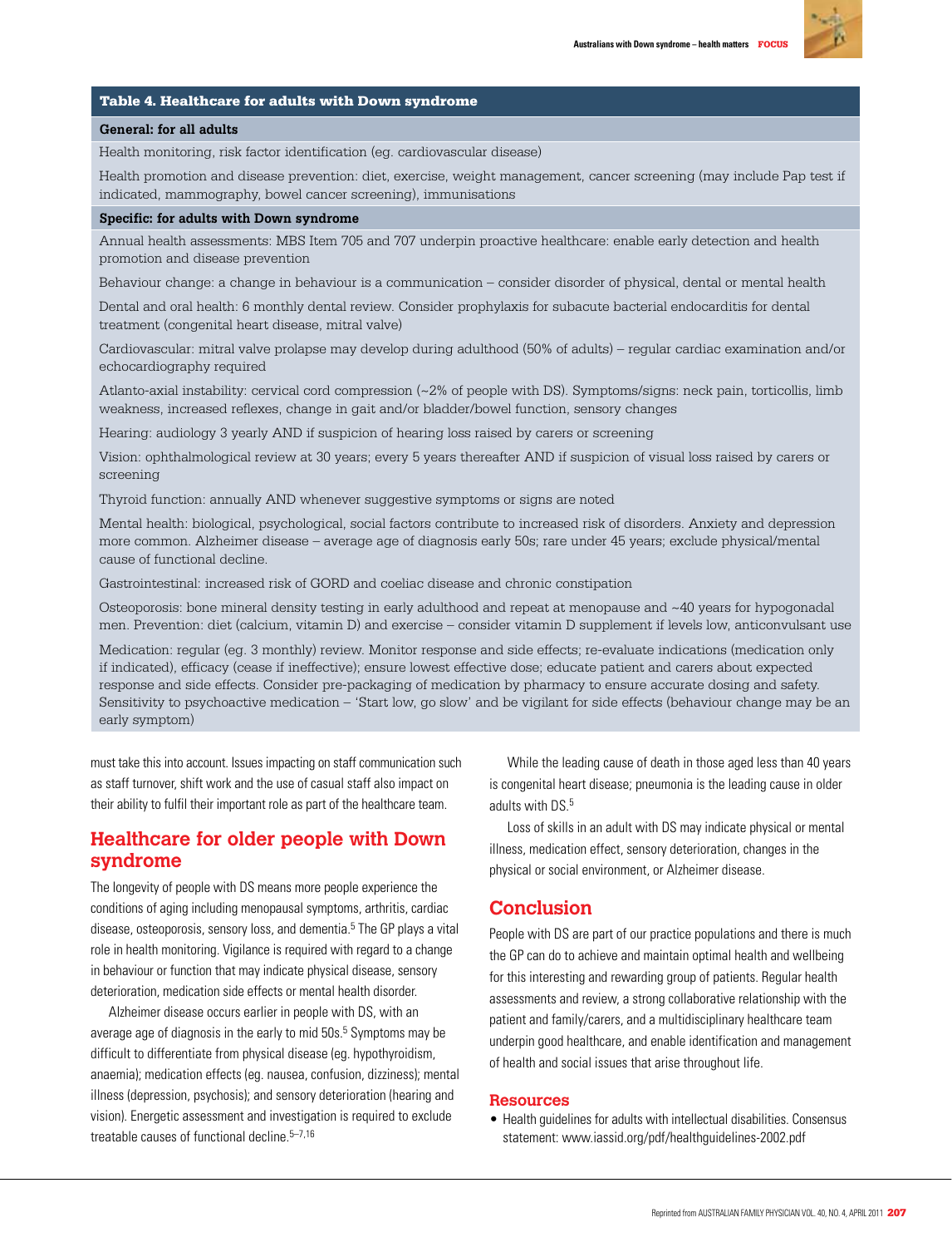**Table 4. Healthcare for adults with Down syndrome**

| **General: for all adults** |
|---|
| Health monitoring, risk factor identification (eg. cardiovascular disease) |
| Health promotion and disease prevention: diet, exercise, weight management, cancer screening (may include Pap test if indicated, mammography, bowel cancer screening), immunisations |
| **Specific: for adults with Down syndrome** |
| Annual health assessments: MBS Item 705 and 707 underpin proactive healthcare: enable early detection and health promotion and disease prevention |
| Behaviour change: a change in behaviour is a communication – consider disorder of physical, dental or mental health |
| Dental and oral health: 6 monthly dental review. Consider prophylaxis for subacute bacterial endocarditis for dental treatment (congenital heart disease, mitral valve) |
| Cardiovascular: mitral valve prolapse may develop during adulthood (50% of adults) – regular cardiac examination and/or echocardiography required |
| Atlanto-axial instability: cervical cord compression (~2% of people with DS). Symptoms/signs: neck pain, torticollis, limb weakness, increased reflexes, change in gait and/or bladder/bowel function, sensory changes |
| Hearing: audiology 3 yearly AND if suspicion of hearing loss raised by carers or screening |
| Vision: ophthalmological review at 30 years; every 5 years thereafter AND if suspicion of visual loss raised by carers or screening |
| Thyroid function: annually AND whenever suggestive symptoms or signs are noted |
| Mental health: biological, psychological, social factors contribute to increased risk of disorders. Anxiety and depression more common. Alzheimer disease – average age of diagnosis early 50s; rare under 45 years; exclude physical/mental cause of functional decline. |
| Gastrointestinal: increased risk of GORD and coeliac disease and chronic constipation |
| Osteoporosis: bone mineral density testing in early adulthood and repeat at menopause and ~40 years for hypogonadal men. Prevention: diet (calcium, vitamin D) and exercise – consider vitamin D supplement if levels low, anticonvulsant use |
| Medication: regular (eg. 3 monthly) review. Monitor response and side effects; re-evaluate indications (medication only if indicated), efficacy (cease if ineffective); ensure lowest effective dose; educate patient and carers about expected response and side effects. Consider pre-packaging of medication by pharmacy to ensure accurate dosing and safety. Sensitivity to psychoactive medication – 'Start low, go slow' and be vigilant for side effects (behaviour change may be an early symptom) |

must take this into account. Issues impacting on staff communication such as staff turnover, shift work and the use of casual staff also impact on their ability to fulfil their important role as part of the healthcare team.

## Healthcare for older people with Down syndrome

The longevity of people with DS means more people experience the conditions of aging including menopausal symptoms, arthritis, cardiac disease, osteoporosis, sensory loss, and dementia.[5] The GP plays a vital role in health monitoring. Vigilance is required with regard to a change in behaviour or function that may indicate physical disease, sensory deterioration, medication side effects or mental health disorder.

Alzheimer disease occurs earlier in people with DS, with an average age of diagnosis in the early to mid 50s.[5] Symptoms may be difficult to differentiate from physical disease (eg. hypothyroidism, anaemia); medication effects (eg. nausea, confusion, dizziness); mental illness (depression, psychosis); and sensory deterioration (hearing and vision). Energetic assessment and investigation is required to exclude treatable causes of functional decline.[5–7,16]

While the leading cause of death in those aged less than 40 years is congenital heart disease; pneumonia is the leading cause in older adults with DS.[5]

Loss of skills in an adult with DS may indicate physical or mental illness, medication effect, sensory deterioration, changes in the physical or social environment, or Alzheimer disease.

## Conclusion

People with DS are part of our practice populations and there is much the GP can do to achieve and maintain optimal health and wellbeing for this interesting and rewarding group of patients. Regular health assessments and review, a strong collaborative relationship with the patient and family/carers, and a multidisciplinary healthcare team underpin good healthcare, and enable identification and management of health and social issues that arise throughout life.

### Resources

- Health guidelines for adults with intellectual disabilities. Consensus statement: www.iassid.org/pdf/healthguidelines-2002.pdf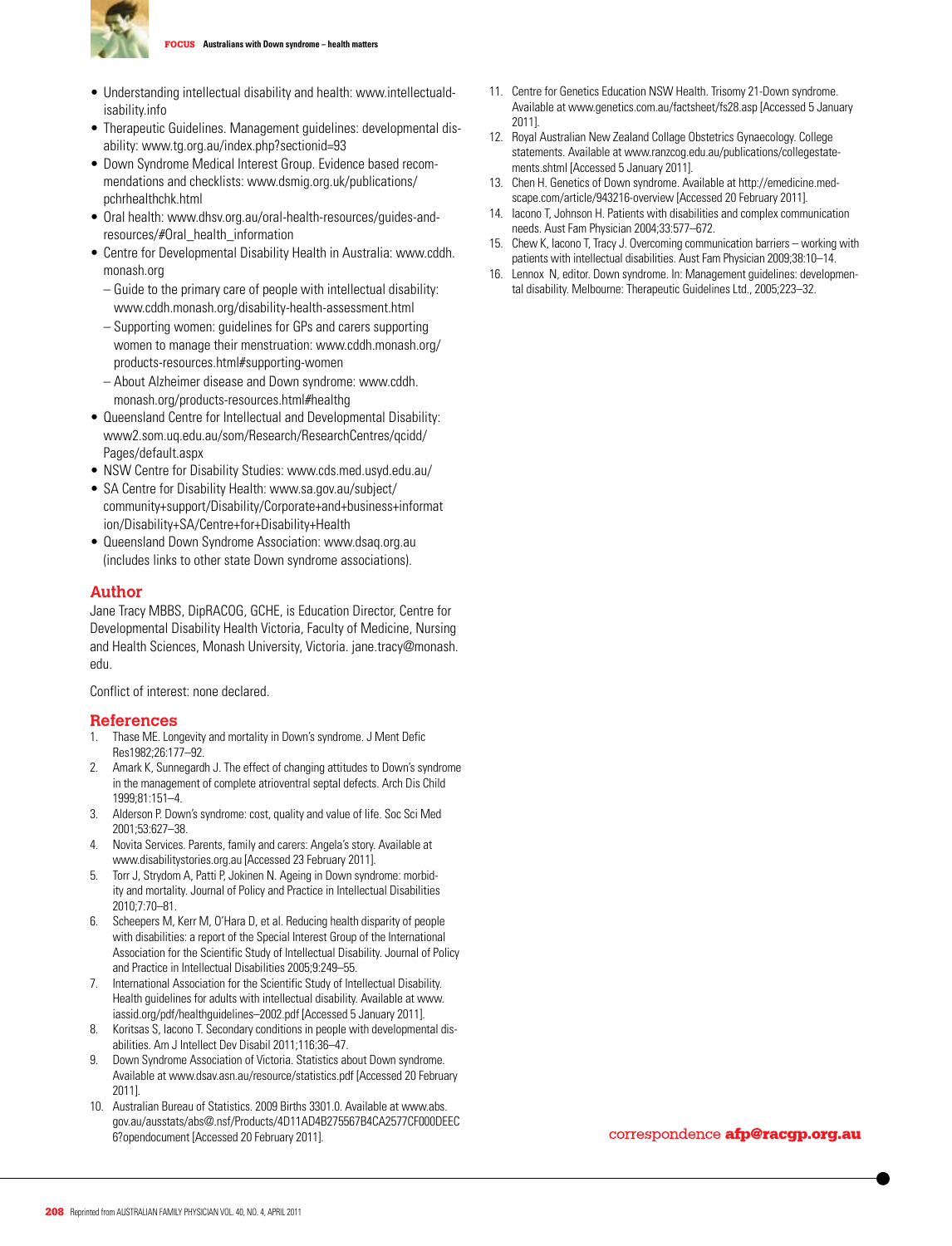- Understanding intellectual disability and health: www.intellectualdisability.info
- Therapeutic Guidelines. Management guidelines: developmental disability: www.tg.org.au/index.php?sectionid=93
- Down Syndrome Medical Interest Group. Evidence based recommendations and checklists: www.dsmig.org.uk/publications/pchrhealthchk.html
- Oral health: www.dhsv.org.au/oral-health-resources/guides-and-resources/#Oral_health_information
- Centre for Developmental Disability Health in Australia: www.cddh.monash.org
  - Guide to the primary care of people with intellectual disability: www.cddh.monash.org/disability-health-assessment.html
  - Supporting women: guidelines for GPs and carers supporting women to manage their menstruation: www.cddh.monash.org/products-resources.html#supporting-women
  - About Alzheimer disease and Down syndrome: www.cddh.monash.org/products-resources.html#healthg
- Queensland Centre for Intellectual and Developmental Disability: www2.som.uq.edu.au/som/Research/ResearchCentres/qcidd/Pages/default.aspx
- NSW Centre for Disability Studies: www.cds.med.usyd.edu.au/
- SA Centre for Disability Health: www.sa.gov.au/subject/community+support/Disability/Corporate+and+business+information/Disability+SA/Centre+for+Disability+Health
- Queensland Down Syndrome Association: www.dsaq.org.au (includes links to other state Down syndrome associations).

## Author

Jane Tracy MBBS, DipRACOG, GCHE, is Education Director, Centre for Developmental Disability Health Victoria, Faculty of Medicine, Nursing and Health Sciences, Monash University, Victoria. jane.tracy@monash.edu.

Conflict of interest: none declared.

## References

1. Thase ME. Longevity and mortality in Down's syndrome. J Ment Defic Res1982;26:177–92.
2. Amark K, Sunnegardh J. The effect of changing attitudes to Down's syndrome in the management of complete atrioventral septal defects. Arch Dis Child 1999;81:151–4.
3. Alderson P. Down's syndrome: cost, quality and value of life. Soc Sci Med 2001;53:627–38.
4. Novita Services. Parents, family and carers: Angela's story. Available at www.disabilitystories.org.au [Accessed 23 February 2011].
5. Torr J, Strydom A, Patti P, Jokinen N. Ageing in Down syndrome: morbidity and mortality. Journal of Policy and Practice in Intellectual Disabilities 2010;7:70–81.
6. Scheepers M, Kerr M, O'Hara D, et al. Reducing health disparity of people with disabilities: a report of the Special Interest Group of the International Association for the Scientific Study of Intellectual Disability. Journal of Policy and Practice in Intellectual Disabilities 2005;9:249–55.
7. International Association for the Scientific Study of Intellectual Disability. Health guidelines for adults with intellectual disability. Available at www.iassid.org/pdf/healthguidelines–2002.pdf [Accessed 5 January 2011].
8. Koritsas S, Iacono T. Secondary conditions in people with developmental disabilities. Am J Intellect Dev Disabil 2011;116:36–47.
9. Down Syndrome Association of Victoria. Statistics about Down syndrome. Available at www.dsav.asn.au/resource/statistics.pdf [Accessed 20 February 2011].
10. Australian Bureau of Statistics. 2009 Births 3301.0. Available at www.abs.gov.au/ausstats/abs@.nsf/Products/4D11AD4B275567B4CA2577CF000DEEC6?opendocument [Accessed 20 February 2011].
11. Centre for Genetics Education NSW Health. Trisomy 21-Down syndrome. Available at www.genetics.com.au/factsheet/fs28.asp [Accessed 5 January 2011].
12. Royal Australian New Zealand Collage Obstetrics Gynaecology. College statements. Available at www.ranzcog.edu.au/publications/collegestatements.shtml [Accessed 5 January 2011].
13. Chen H. Genetics of Down syndrome. Available at http://emedicine.medscape.com/article/943216-overview [Accessed 20 February 2011].
14. Iacono T, Johnson H. Patients with disabilities and complex communication needs. Aust Fam Physician 2004;33:577–672.
15. Chew K, Iacono T, Tracy J. Overcoming communication barriers – working with patients with intellectual disabilities. Aust Fam Physician 2009;38:10–14.
16. Lennox N, editor. Down syndrome. In: Management guidelines: developmental disability. Melbourne: Therapeutic Guidelines Ltd., 2005;223–32.

correspondence **afp@racgp.org.au**